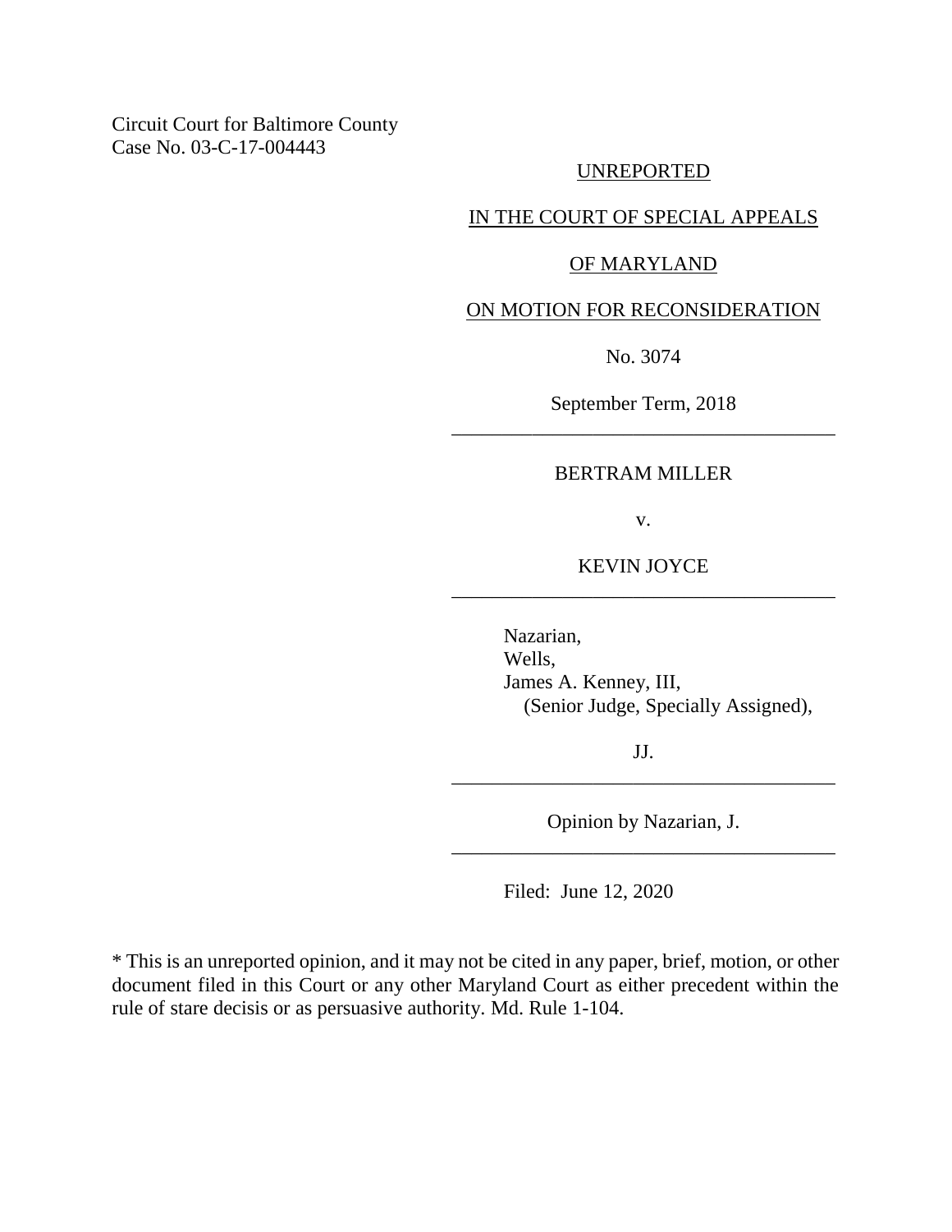Circuit Court for Baltimore County
Case No. 03-C-17-004443

UNREPORTED

IN THE COURT OF SPECIAL APPEALS

OF MARYLAND

ON MOTION FOR RECONSIDERATION

No. 3074

September Term, 2018

---

BERTRAM MILLER

v.

KEVIN JOYCE

---

Nazarian,
Wells,
James A. Kenney, III,
(Senior Judge, Specially Assigned),

JJ.

---

Opinion by Nazarian, J.

---

Filed: June 12, 2020

\* This is an unreported opinion, and it may not be cited in any paper, brief, motion, or other document filed in this Court or any other Maryland Court as either precedent within the rule of stare decisis or as persuasive authority. Md. Rule 1-104.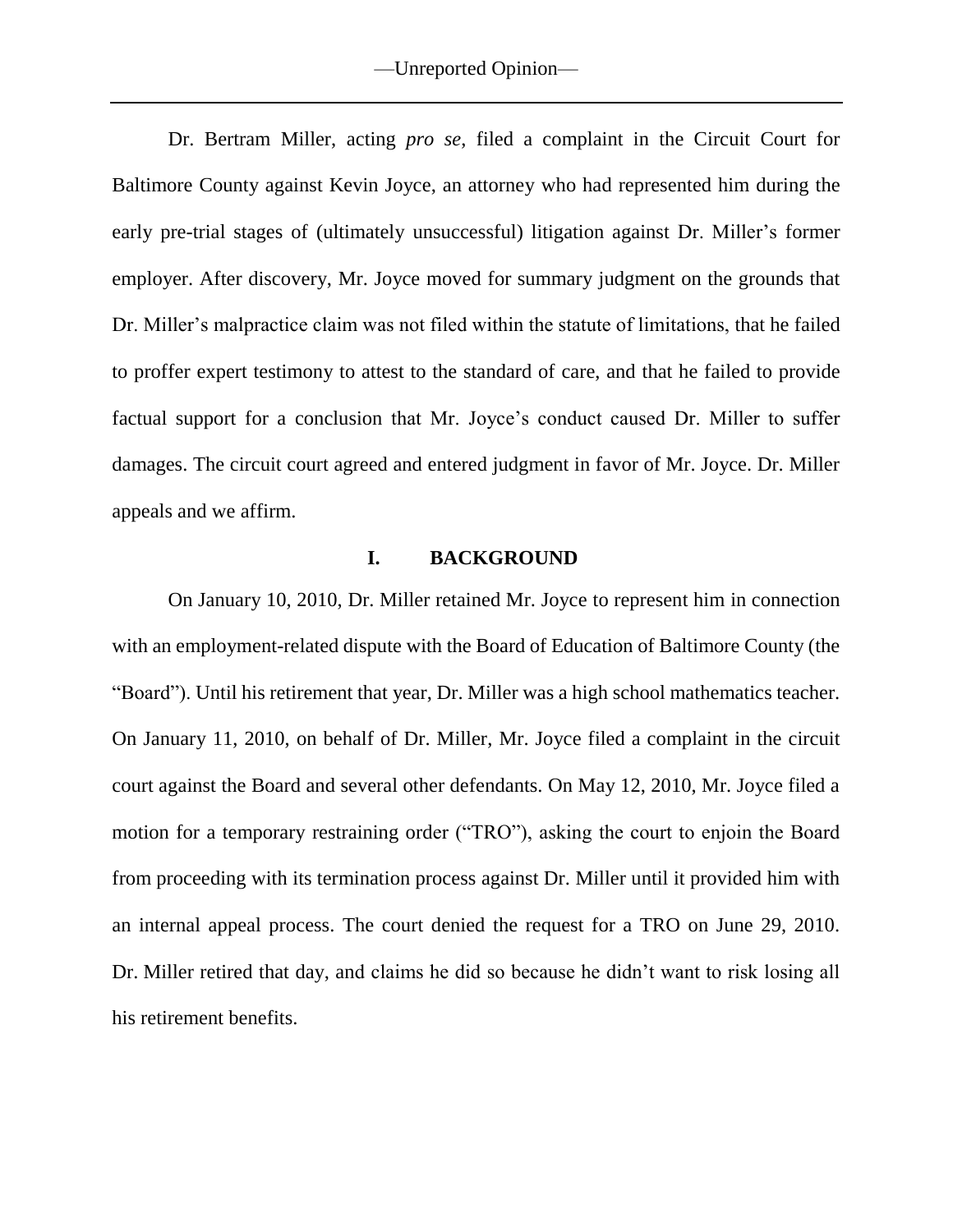Dr. Bertram Miller, acting *pro se*, filed a complaint in the Circuit Court for Baltimore County against Kevin Joyce, an attorney who had represented him during the early pre-trial stages of (ultimately unsuccessful) litigation against Dr. Miller's former employer. After discovery, Mr. Joyce moved for summary judgment on the grounds that Dr. Miller's malpractice claim was not filed within the statute of limitations, that he failed to proffer expert testimony to attest to the standard of care, and that he failed to provide factual support for a conclusion that Mr. Joyce's conduct caused Dr. Miller to suffer damages. The circuit court agreed and entered judgment in favor of Mr. Joyce. Dr. Miller appeals and we affirm.

## I. BACKGROUND

On January 10, 2010, Dr. Miller retained Mr. Joyce to represent him in connection with an employment-related dispute with the Board of Education of Baltimore County (the "Board"). Until his retirement that year, Dr. Miller was a high school mathematics teacher. On January 11, 2010, on behalf of Dr. Miller, Mr. Joyce filed a complaint in the circuit court against the Board and several other defendants. On May 12, 2010, Mr. Joyce filed a motion for a temporary restraining order ("TRO"), asking the court to enjoin the Board from proceeding with its termination process against Dr. Miller until it provided him with an internal appeal process. The court denied the request for a TRO on June 29, 2010. Dr. Miller retired that day, and claims he did so because he didn't want to risk losing all his retirement benefits.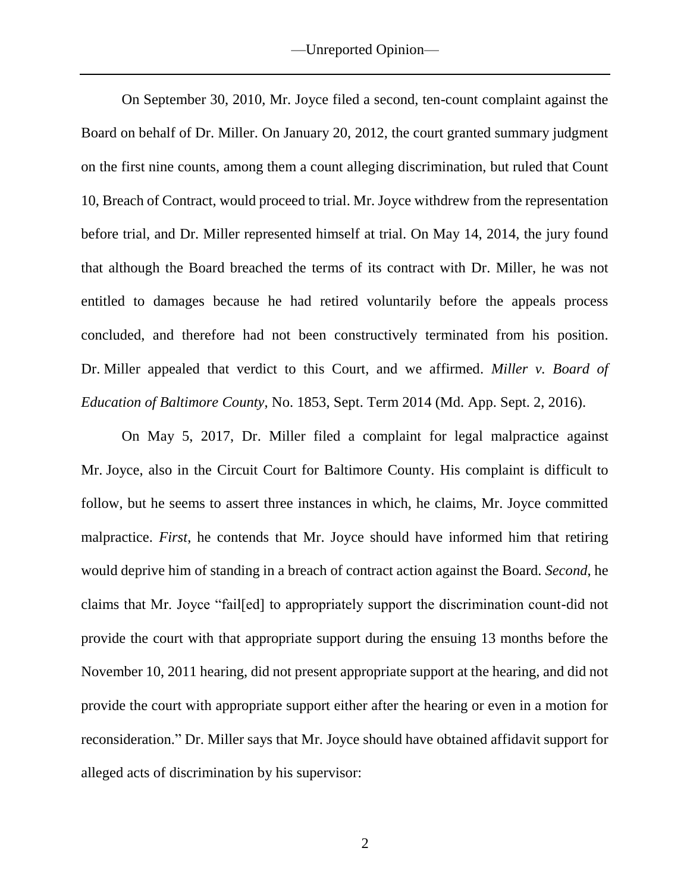On September 30, 2010, Mr. Joyce filed a second, ten-count complaint against the Board on behalf of Dr. Miller. On January 20, 2012, the court granted summary judgment on the first nine counts, among them a count alleging discrimination, but ruled that Count 10, Breach of Contract, would proceed to trial. Mr. Joyce withdrew from the representation before trial, and Dr. Miller represented himself at trial. On May 14, 2014, the jury found that although the Board breached the terms of its contract with Dr. Miller, he was not entitled to damages because he had retired voluntarily before the appeals process concluded, and therefore had not been constructively terminated from his position. Dr. Miller appealed that verdict to this Court, and we affirmed. *Miller v. Board of Education of Baltimore County*, No. 1853, Sept. Term 2014 (Md. App. Sept. 2, 2016).

On May 5, 2017, Dr. Miller filed a complaint for legal malpractice against Mr. Joyce, also in the Circuit Court for Baltimore County. His complaint is difficult to follow, but he seems to assert three instances in which, he claims, Mr. Joyce committed malpractice. *First*, he contends that Mr. Joyce should have informed him that retiring would deprive him of standing in a breach of contract action against the Board. *Second*, he claims that Mr. Joyce "fail[ed] to appropriately support the discrimination count-did not provide the court with that appropriate support during the ensuing 13 months before the November 10, 2011 hearing, did not present appropriate support at the hearing, and did not provide the court with appropriate support either after the hearing or even in a motion for reconsideration." Dr. Miller says that Mr. Joyce should have obtained affidavit support for alleged acts of discrimination by his supervisor: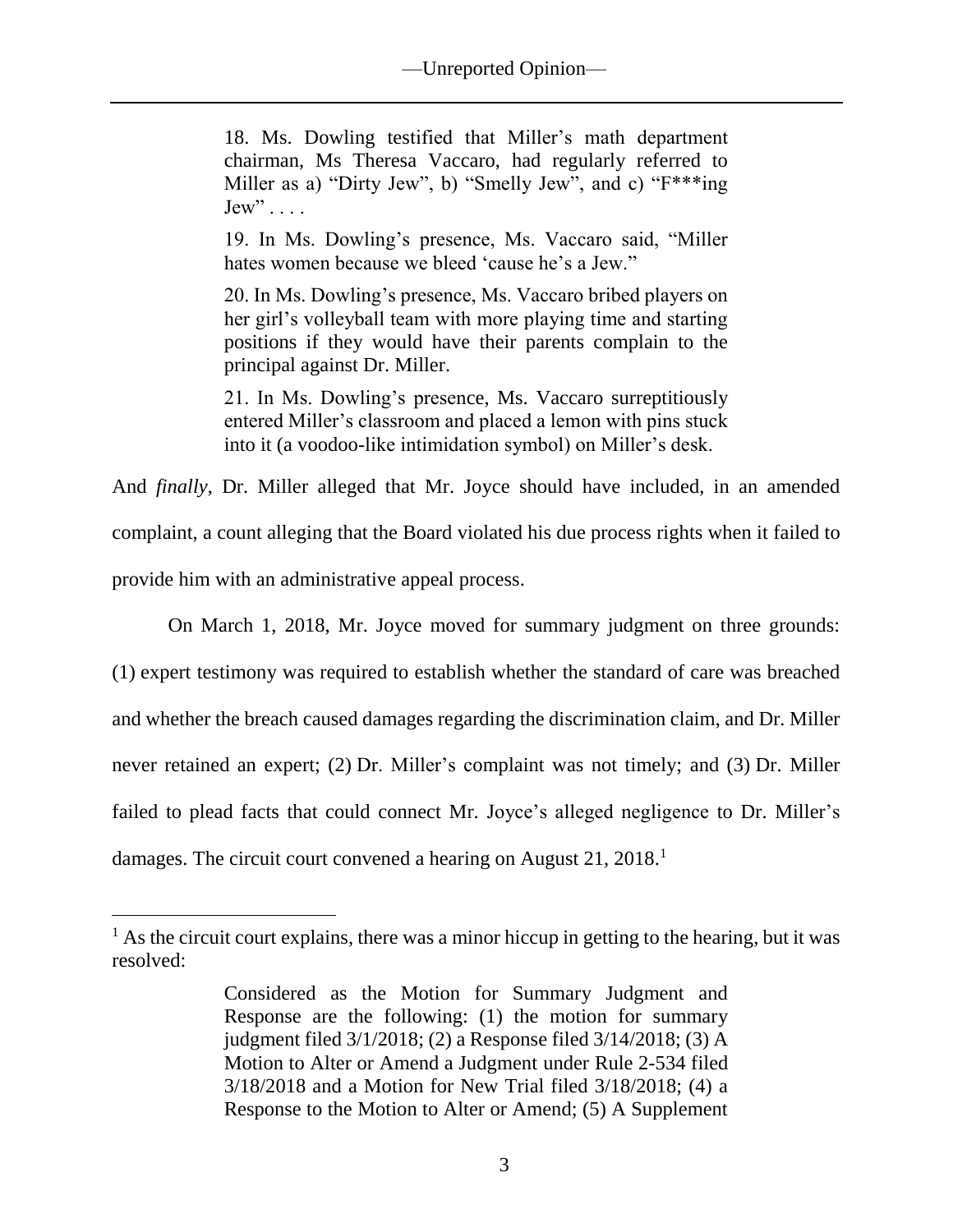> 18. Ms. Dowling testified that Miller's math department chairman, Ms Theresa Vaccaro, had regularly referred to Miller as a) "Dirty Jew", b) "Smelly Jew", and c) "F***ing Jew" . . . .
>
> 19. In Ms. Dowling's presence, Ms. Vaccaro said, "Miller hates women because we bleed 'cause he's a Jew."
>
> 20. In Ms. Dowling's presence, Ms. Vaccaro bribed players on her girl's volleyball team with more playing time and starting positions if they would have their parents complain to the principal against Dr. Miller.
>
> 21. In Ms. Dowling's presence, Ms. Vaccaro surreptitiously entered Miller's classroom and placed a lemon with pins stuck into it (a voodoo-like intimidation symbol) on Miller's desk.

And *finally*, Dr. Miller alleged that Mr. Joyce should have included, in an amended complaint, a count alleging that the Board violated his due process rights when it failed to provide him with an administrative appeal process.

On March 1, 2018, Mr. Joyce moved for summary judgment on three grounds: (1) expert testimony was required to establish whether the standard of care was breached and whether the breach caused damages regarding the discrimination claim, and Dr. Miller never retained an expert; (2) Dr. Miller's complaint was not timely; and (3) Dr. Miller failed to plead facts that could connect Mr. Joyce's alleged negligence to Dr. Miller's damages. The circuit court convened a hearing on August 21, 2018.[1]

---

[1] As the circuit court explains, there was a minor hiccup in getting to the hearing, but it was resolved:

> Considered as the Motion for Summary Judgment and Response are the following: (1) the motion for summary judgment filed 3/1/2018; (2) a Response filed 3/14/2018; (3) A Motion to Alter or Amend a Judgment under Rule 2-534 filed 3/18/2018 and a Motion for New Trial filed 3/18/2018; (4) a Response to the Motion to Alter or Amend; (5) A Supplement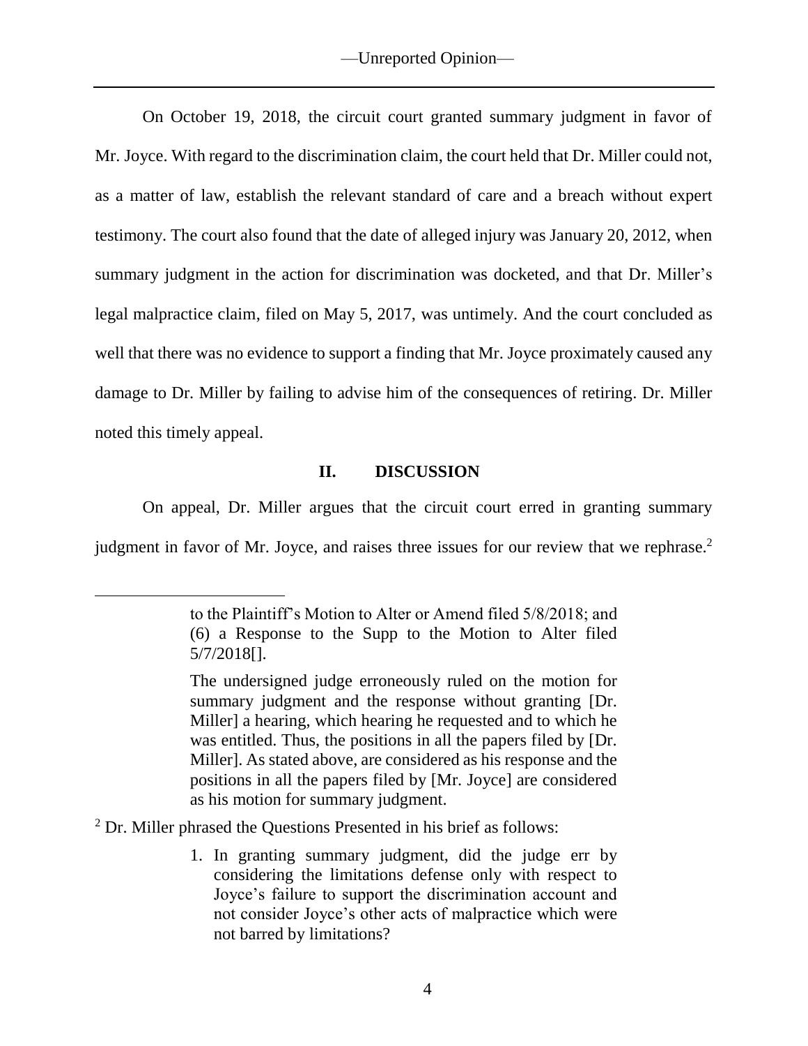On October 19, 2018, the circuit court granted summary judgment in favor of Mr. Joyce. With regard to the discrimination claim, the court held that Dr. Miller could not, as a matter of law, establish the relevant standard of care and a breach without expert testimony. The court also found that the date of alleged injury was January 20, 2012, when summary judgment in the action for discrimination was docketed, and that Dr. Miller's legal malpractice claim, filed on May 5, 2017, was untimely. And the court concluded as well that there was no evidence to support a finding that Mr. Joyce proximately caused any damage to Dr. Miller by failing to advise him of the consequences of retiring. Dr. Miller noted this timely appeal.

## II. DISCUSSION

On appeal, Dr. Miller argues that the circuit court erred in granting summary judgment in favor of Mr. Joyce, and raises three issues for our review that we rephrase.[2]

---

> to the Plaintiff's Motion to Alter or Amend filed 5/8/2018; and (6) a Response to the Supp to the Motion to Alter filed 5/7/2018[].
>
> The undersigned judge erroneously ruled on the motion for summary judgment and the response without granting [Dr. Miller] a hearing, which hearing he requested and to which he was entitled. Thus, the positions in all the papers filed by [Dr. Miller]. As stated above, are considered as his response and the positions in all the papers filed by [Mr. Joyce] are considered as his motion for summary judgment.

[2] Dr. Miller phrased the Questions Presented in his brief as follows:

> 1. In granting summary judgment, did the judge err by considering the limitations defense only with respect to Joyce's failure to support the discrimination account and not consider Joyce's other acts of malpractice which were not barred by limitations?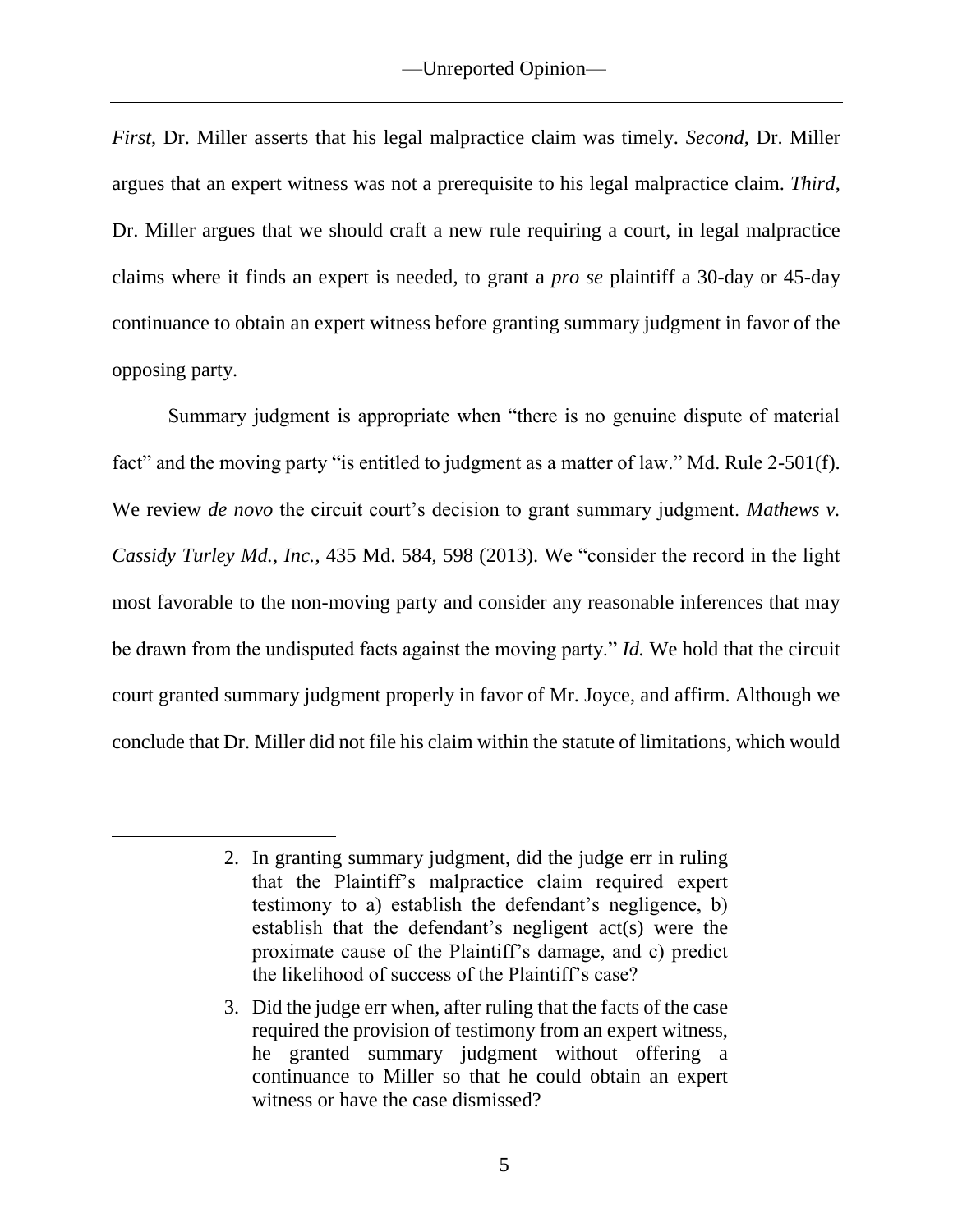*First*, Dr. Miller asserts that his legal malpractice claim was timely. *Second*, Dr. Miller argues that an expert witness was not a prerequisite to his legal malpractice claim. *Third*, Dr. Miller argues that we should craft a new rule requiring a court, in legal malpractice claims where it finds an expert is needed, to grant a *pro se* plaintiff a 30-day or 45-day continuance to obtain an expert witness before granting summary judgment in favor of the opposing party.

Summary judgment is appropriate when "there is no genuine dispute of material fact" and the moving party "is entitled to judgment as a matter of law." Md. Rule 2-501(f). We review *de novo* the circuit court's decision to grant summary judgment. *Mathews v. Cassidy Turley Md., Inc.*, 435 Md. 584, 598 (2013). We "consider the record in the light most favorable to the non-moving party and consider any reasonable inferences that may be drawn from the undisputed facts against the moving party." *Id.* We hold that the circuit court granted summary judgment properly in favor of Mr. Joyce, and affirm. Although we conclude that Dr. Miller did not file his claim within the statute of limitations, which would

---

> 2. In granting summary judgment, did the judge err in ruling that the Plaintiff's malpractice claim required expert testimony to a) establish the defendant's negligence, b) establish that the defendant's negligent act(s) were the proximate cause of the Plaintiff's damage, and c) predict the likelihood of success of the Plaintiff's case?
>
> 3. Did the judge err when, after ruling that the facts of the case required the provision of testimony from an expert witness, he granted summary judgment without offering a continuance to Miller so that he could obtain an expert witness or have the case dismissed?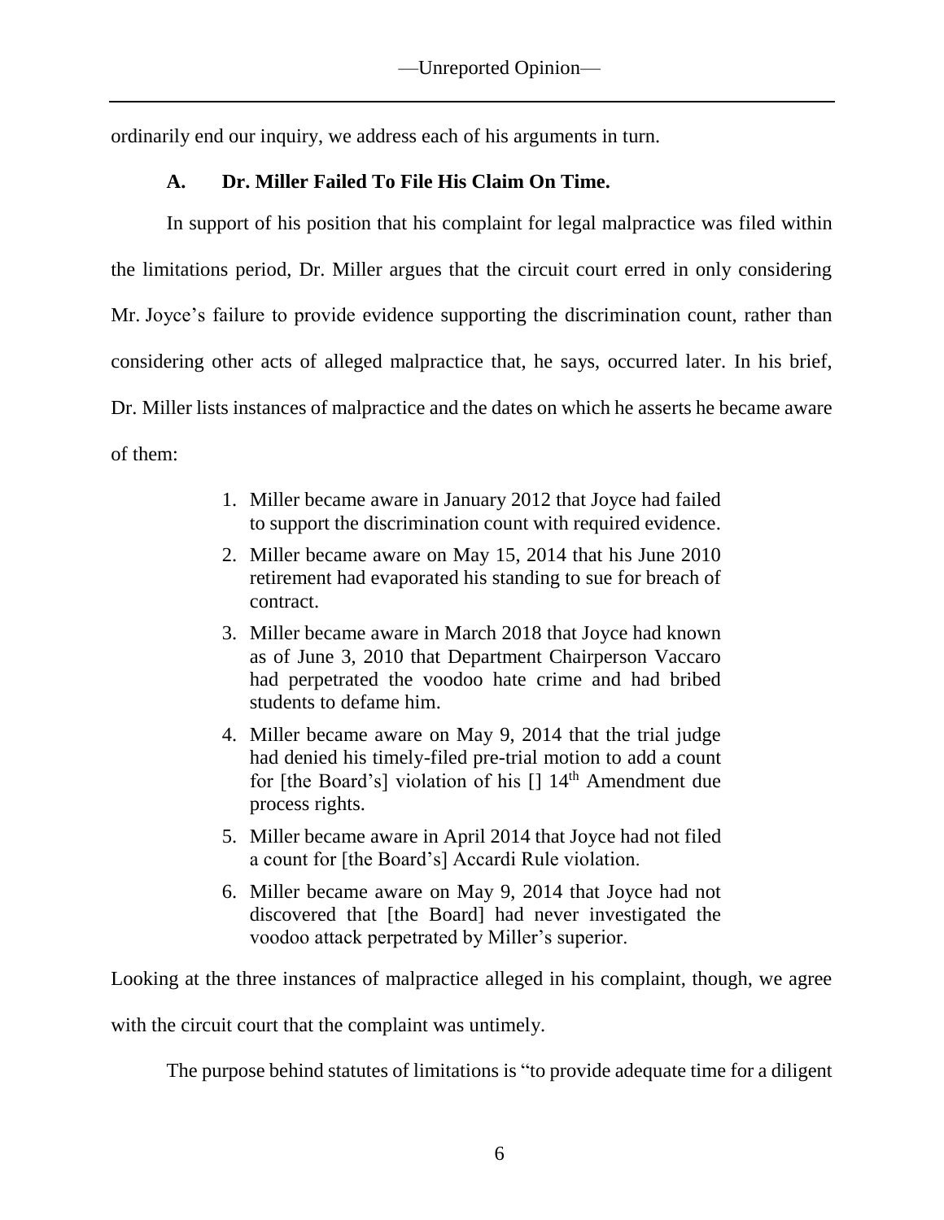ordinarily end our inquiry, we address each of his arguments in turn.

### A. Dr. Miller Failed To File His Claim On Time.

In support of his position that his complaint for legal malpractice was filed within the limitations period, Dr. Miller argues that the circuit court erred in only considering Mr. Joyce's failure to provide evidence supporting the discrimination count, rather than considering other acts of alleged malpractice that, he says, occurred later. In his brief, Dr. Miller lists instances of malpractice and the dates on which he asserts he became aware of them:

> 1. Miller became aware in January 2012 that Joyce had failed to support the discrimination count with required evidence.
> 2. Miller became aware on May 15, 2014 that his June 2010 retirement had evaporated his standing to sue for breach of contract.
> 3. Miller became aware in March 2018 that Joyce had known as of June 3, 2010 that Department Chairperson Vaccaro had perpetrated the voodoo hate crime and had bribed students to defame him.
> 4. Miller became aware on May 9, 2014 that the trial judge had denied his timely-filed pre-trial motion to add a count for [the Board's] violation of his [] 14th Amendment due process rights.
> 5. Miller became aware in April 2014 that Joyce had not filed a count for [the Board's] Accardi Rule violation.
> 6. Miller became aware on May 9, 2014 that Joyce had not discovered that [the Board] had never investigated the voodoo attack perpetrated by Miller's superior.

Looking at the three instances of malpractice alleged in his complaint, though, we agree with the circuit court that the complaint was untimely.

The purpose behind statutes of limitations is "to provide adequate time for a diligent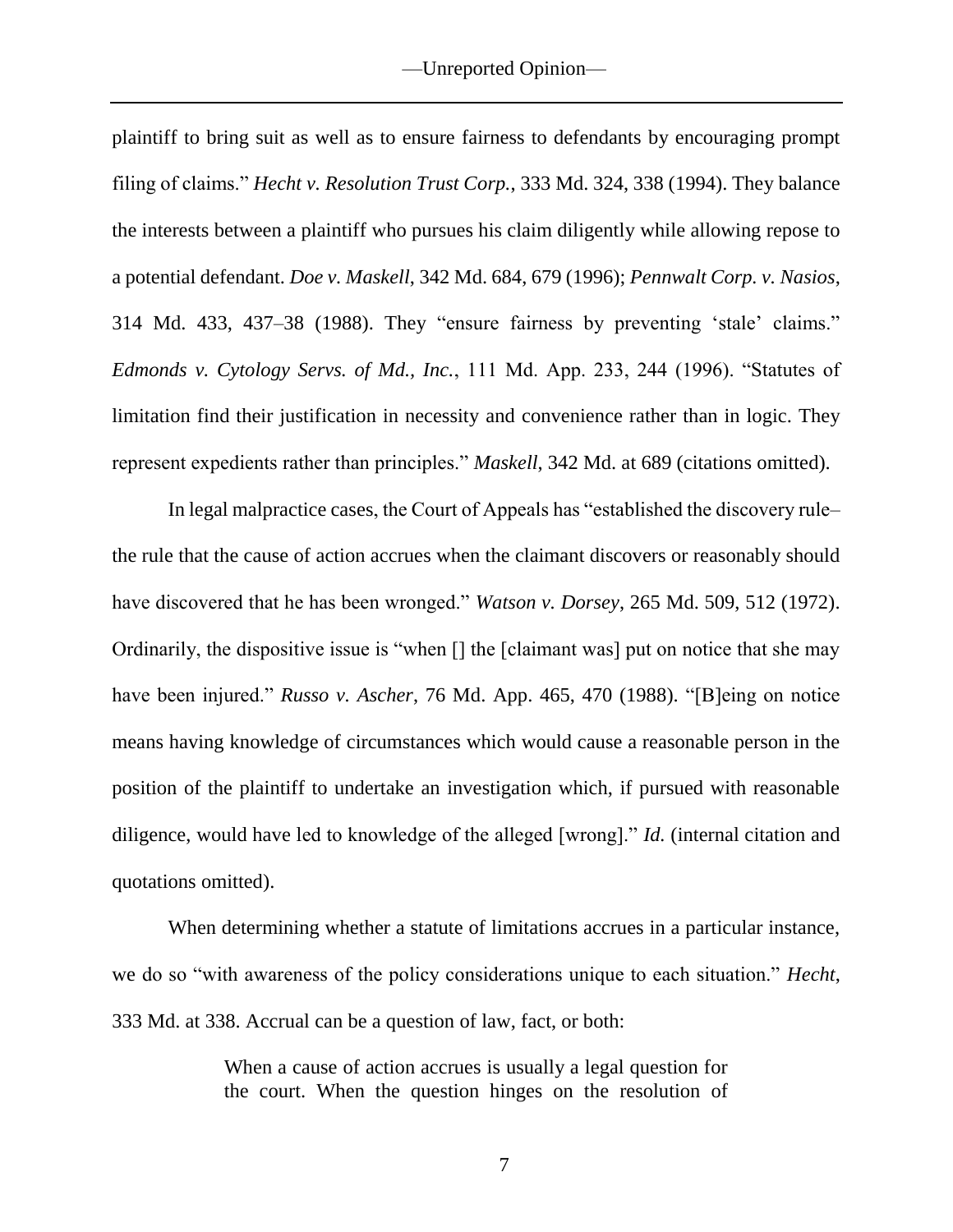plaintiff to bring suit as well as to ensure fairness to defendants by encouraging prompt filing of claims." *Hecht v. Resolution Trust Corp.*, 333 Md. 324, 338 (1994). They balance the interests between a plaintiff who pursues his claim diligently while allowing repose to a potential defendant. *Doe v. Maskell*, 342 Md. 684, 679 (1996); *Pennwalt Corp. v. Nasios*, 314 Md. 433, 437–38 (1988). They "ensure fairness by preventing 'stale' claims." *Edmonds v. Cytology Servs. of Md., Inc.*, 111 Md. App. 233, 244 (1996). "Statutes of limitation find their justification in necessity and convenience rather than in logic. They represent expedients rather than principles." *Maskell*, 342 Md. at 689 (citations omitted).

In legal malpractice cases, the Court of Appeals has "established the discovery rule– the rule that the cause of action accrues when the claimant discovers or reasonably should have discovered that he has been wronged." *Watson v. Dorsey*, 265 Md. 509, 512 (1972). Ordinarily, the dispositive issue is "when [] the [claimant was] put on notice that she may have been injured." *Russo v. Ascher*, 76 Md. App. 465, 470 (1988). "[B]eing on notice means having knowledge of circumstances which would cause a reasonable person in the position of the plaintiff to undertake an investigation which, if pursued with reasonable diligence, would have led to knowledge of the alleged [wrong]." *Id.* (internal citation and quotations omitted).

When determining whether a statute of limitations accrues in a particular instance, we do so "with awareness of the policy considerations unique to each situation." *Hecht*, 333 Md. at 338. Accrual can be a question of law, fact, or both:

> When a cause of action accrues is usually a legal question for the court. When the question hinges on the resolution of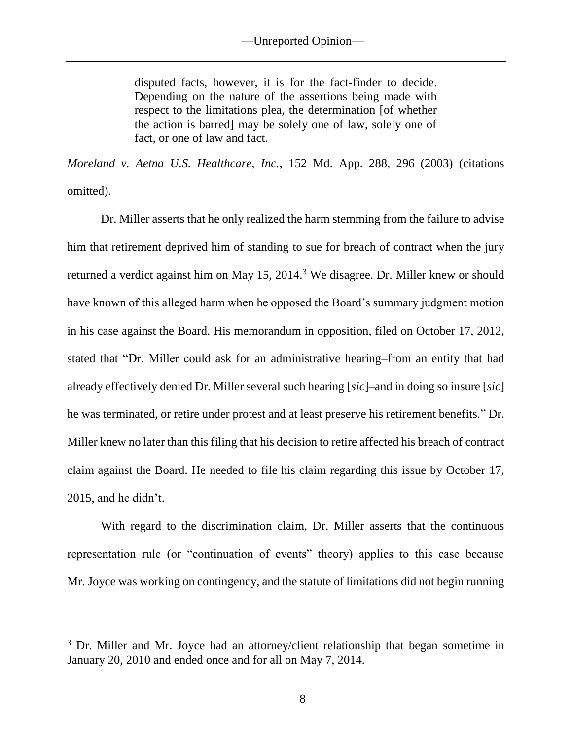> disputed facts, however, it is for the fact-finder to decide. Depending on the nature of the assertions being made with respect to the limitations plea, the determination [of whether the action is barred] may be solely one of law, solely one of fact, or one of law and fact.

*Moreland v. Aetna U.S. Healthcare, Inc.*, 152 Md. App. 288, 296 (2003) (citations omitted).

Dr. Miller asserts that he only realized the harm stemming from the failure to advise him that retirement deprived him of standing to sue for breach of contract when the jury returned a verdict against him on May 15, 2014.[3] We disagree. Dr. Miller knew or should have known of this alleged harm when he opposed the Board's summary judgment motion in his case against the Board. His memorandum in opposition, filed on October 17, 2012, stated that "Dr. Miller could ask for an administrative hearing–from an entity that had already effectively denied Dr. Miller several such hearing [*sic*]–and in doing so insure [*sic*] he was terminated, or retire under protest and at least preserve his retirement benefits." Dr. Miller knew no later than this filing that his decision to retire affected his breach of contract claim against the Board. He needed to file his claim regarding this issue by October 17, 2015, and he didn't.

With regard to the discrimination claim, Dr. Miller asserts that the continuous representation rule (or "continuation of events" theory) applies to this case because Mr. Joyce was working on contingency, and the statute of limitations did not begin running

---

[3] Dr. Miller and Mr. Joyce had an attorney/client relationship that began sometime in January 20, 2010 and ended once and for all on May 7, 2014.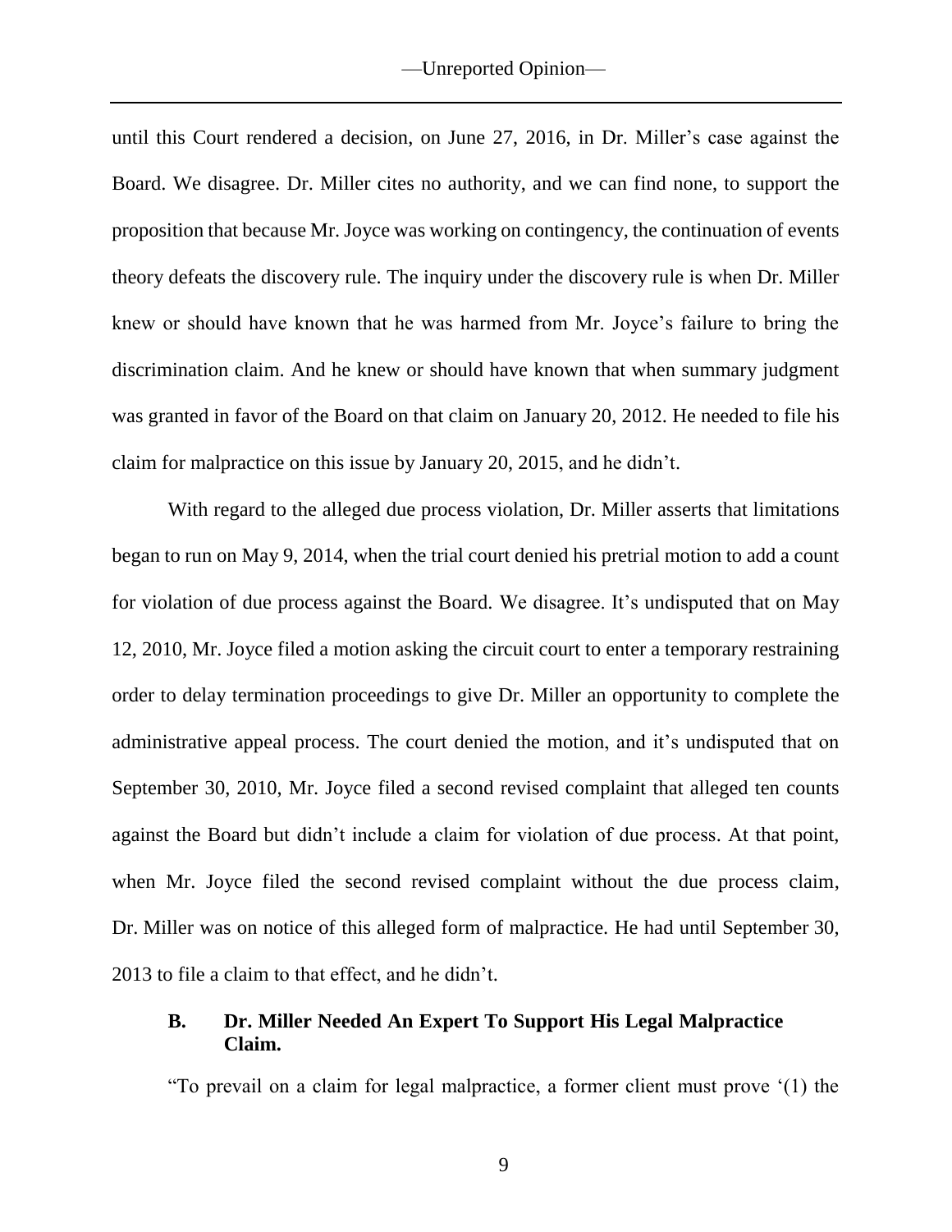until this Court rendered a decision, on June 27, 2016, in Dr. Miller's case against the Board. We disagree. Dr. Miller cites no authority, and we can find none, to support the proposition that because Mr. Joyce was working on contingency, the continuation of events theory defeats the discovery rule. The inquiry under the discovery rule is when Dr. Miller knew or should have known that he was harmed from Mr. Joyce's failure to bring the discrimination claim. And he knew or should have known that when summary judgment was granted in favor of the Board on that claim on January 20, 2012. He needed to file his claim for malpractice on this issue by January 20, 2015, and he didn't.

With regard to the alleged due process violation, Dr. Miller asserts that limitations began to run on May 9, 2014, when the trial court denied his pretrial motion to add a count for violation of due process against the Board. We disagree. It's undisputed that on May 12, 2010, Mr. Joyce filed a motion asking the circuit court to enter a temporary restraining order to delay termination proceedings to give Dr. Miller an opportunity to complete the administrative appeal process. The court denied the motion, and it's undisputed that on September 30, 2010, Mr. Joyce filed a second revised complaint that alleged ten counts against the Board but didn't include a claim for violation of due process. At that point, when Mr. Joyce filed the second revised complaint without the due process claim, Dr. Miller was on notice of this alleged form of malpractice. He had until September 30, 2013 to file a claim to that effect, and he didn't.

### B. Dr. Miller Needed An Expert To Support His Legal Malpractice Claim.

"To prevail on a claim for legal malpractice, a former client must prove '(1) the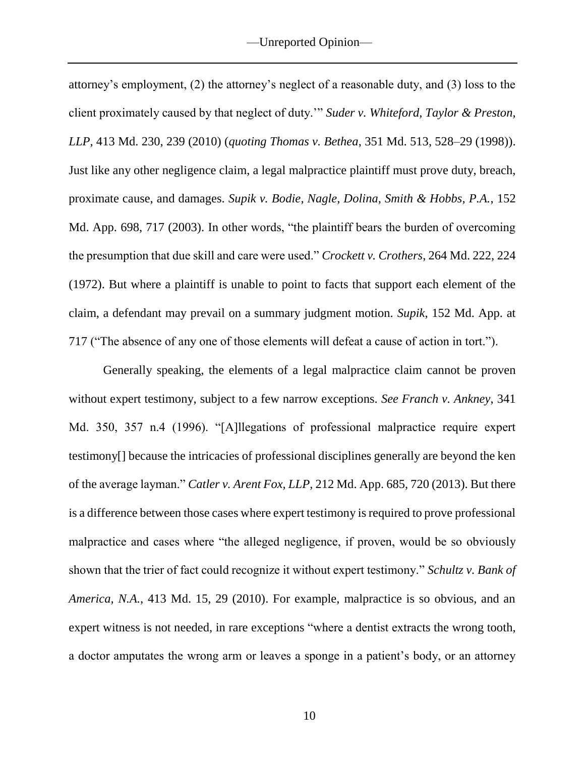attorney's employment, (2) the attorney's neglect of a reasonable duty, and (3) loss to the client proximately caused by that neglect of duty.'" *Suder v. Whiteford, Taylor & Preston, LLP*, 413 Md. 230, 239 (2010) (*quoting Thomas v. Bethea*, 351 Md. 513, 528–29 (1998)). Just like any other negligence claim, a legal malpractice plaintiff must prove duty, breach, proximate cause, and damages. *Supik v. Bodie, Nagle, Dolina, Smith & Hobbs, P.A.*, 152 Md. App. 698, 717 (2003). In other words, "the plaintiff bears the burden of overcoming the presumption that due skill and care were used." *Crockett v. Crothers*, 264 Md. 222, 224 (1972). But where a plaintiff is unable to point to facts that support each element of the claim, a defendant may prevail on a summary judgment motion. *Supik*, 152 Md. App. at 717 ("The absence of any one of those elements will defeat a cause of action in tort.").

Generally speaking, the elements of a legal malpractice claim cannot be proven without expert testimony, subject to a few narrow exceptions. *See Franch v. Ankney*, 341 Md. 350, 357 n.4 (1996). "[A]llegations of professional malpractice require expert testimony[] because the intricacies of professional disciplines generally are beyond the ken of the average layman." *Catler v. Arent Fox, LLP*, 212 Md. App. 685, 720 (2013). But there is a difference between those cases where expert testimony is required to prove professional malpractice and cases where "the alleged negligence, if proven, would be so obviously shown that the trier of fact could recognize it without expert testimony." *Schultz v. Bank of America, N.A.*, 413 Md. 15, 29 (2010). For example, malpractice is so obvious, and an expert witness is not needed, in rare exceptions "where a dentist extracts the wrong tooth, a doctor amputates the wrong arm or leaves a sponge in a patient's body, or an attorney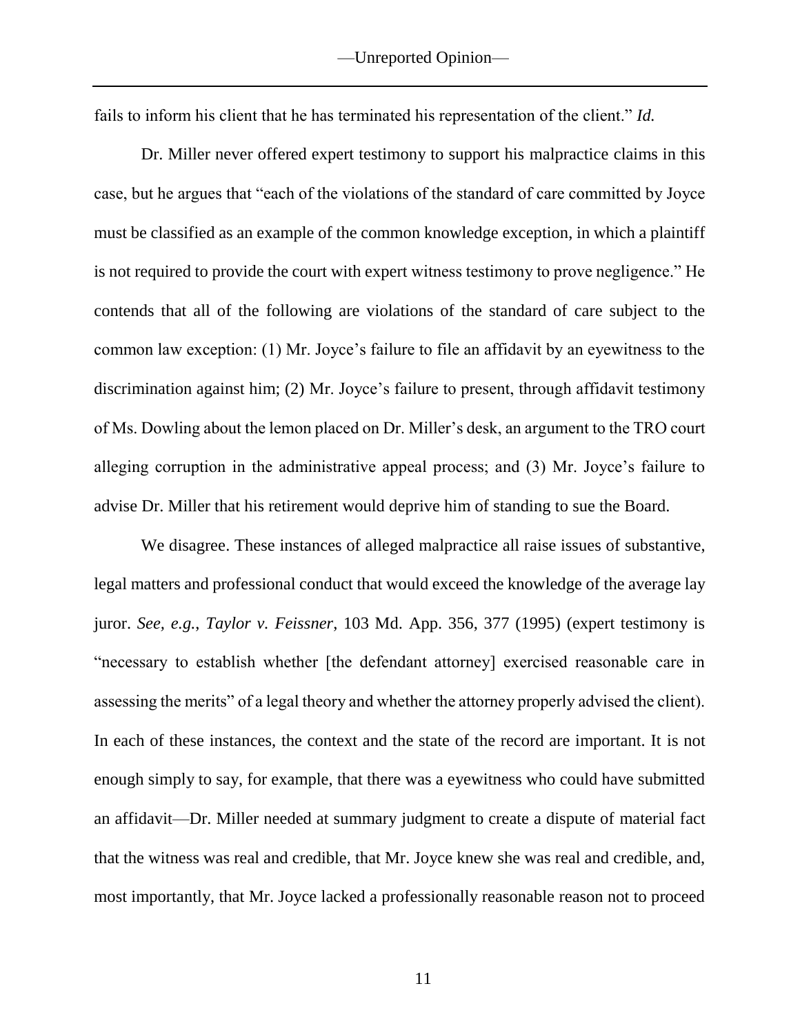fails to inform his client that he has terminated his representation of the client." *Id.*

Dr. Miller never offered expert testimony to support his malpractice claims in this case, but he argues that "each of the violations of the standard of care committed by Joyce must be classified as an example of the common knowledge exception, in which a plaintiff is not required to provide the court with expert witness testimony to prove negligence." He contends that all of the following are violations of the standard of care subject to the common law exception: (1) Mr. Joyce's failure to file an affidavit by an eyewitness to the discrimination against him; (2) Mr. Joyce's failure to present, through affidavit testimony of Ms. Dowling about the lemon placed on Dr. Miller's desk, an argument to the TRO court alleging corruption in the administrative appeal process; and (3) Mr. Joyce's failure to advise Dr. Miller that his retirement would deprive him of standing to sue the Board.

We disagree. These instances of alleged malpractice all raise issues of substantive, legal matters and professional conduct that would exceed the knowledge of the average lay juror. *See, e.g.*, *Taylor v. Feissner*, 103 Md. App. 356, 377 (1995) (expert testimony is "necessary to establish whether [the defendant attorney] exercised reasonable care in assessing the merits" of a legal theory and whether the attorney properly advised the client). In each of these instances, the context and the state of the record are important. It is not enough simply to say, for example, that there was a eyewitness who could have submitted an affidavit—Dr. Miller needed at summary judgment to create a dispute of material fact that the witness was real and credible, that Mr. Joyce knew she was real and credible, and, most importantly, that Mr. Joyce lacked a professionally reasonable reason not to proceed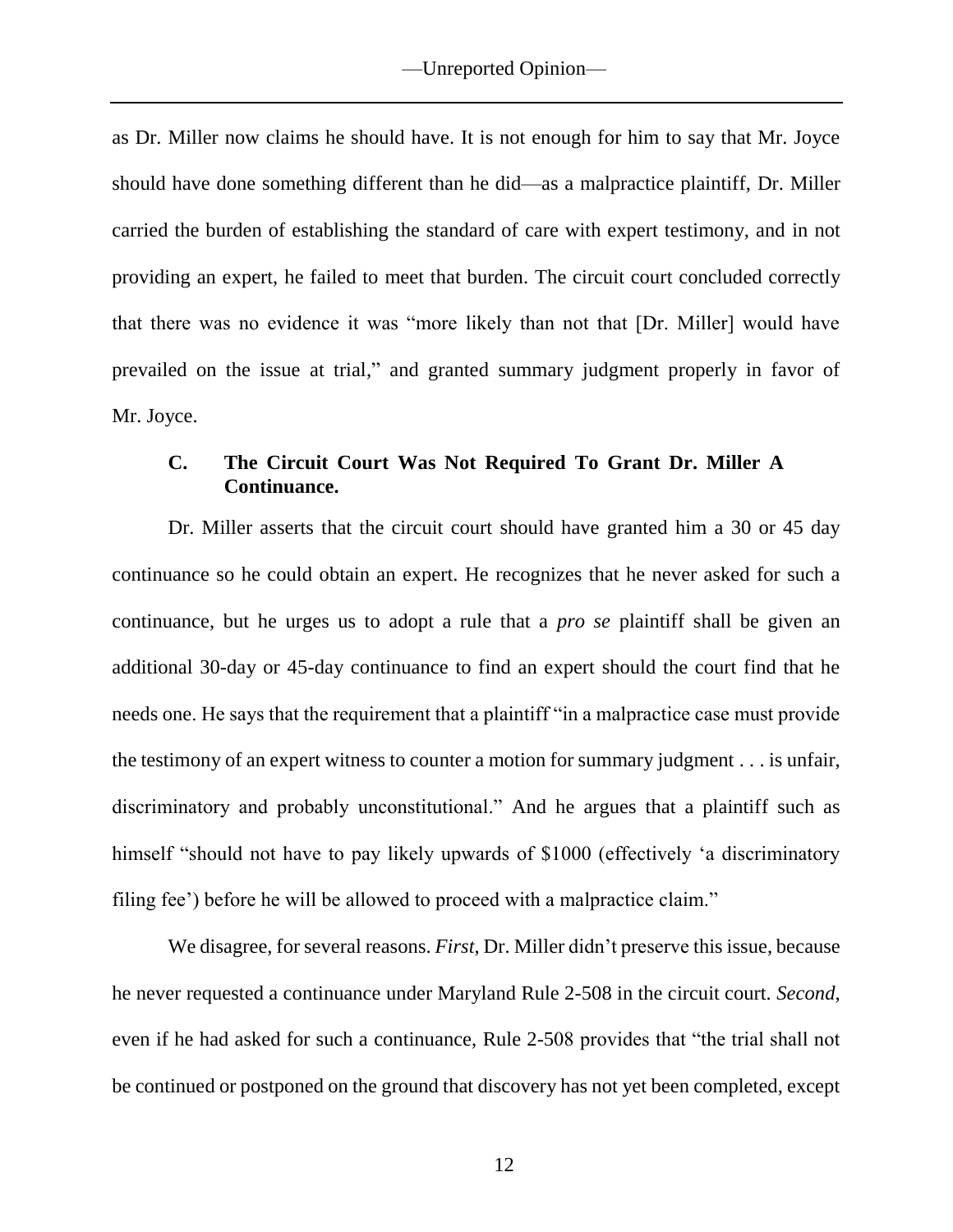as Dr. Miller now claims he should have. It is not enough for him to say that Mr. Joyce should have done something different than he did—as a malpractice plaintiff, Dr. Miller carried the burden of establishing the standard of care with expert testimony, and in not providing an expert, he failed to meet that burden. The circuit court concluded correctly that there was no evidence it was "more likely than not that [Dr. Miller] would have prevailed on the issue at trial," and granted summary judgment properly in favor of Mr. Joyce.

### C. The Circuit Court Was Not Required To Grant Dr. Miller A Continuance.

Dr. Miller asserts that the circuit court should have granted him a 30 or 45 day continuance so he could obtain an expert. He recognizes that he never asked for such a continuance, but he urges us to adopt a rule that a *pro se* plaintiff shall be given an additional 30-day or 45-day continuance to find an expert should the court find that he needs one. He says that the requirement that a plaintiff "in a malpractice case must provide the testimony of an expert witness to counter a motion for summary judgment . . . is unfair, discriminatory and probably unconstitutional." And he argues that a plaintiff such as himself "should not have to pay likely upwards of $1000 (effectively 'a discriminatory filing fee') before he will be allowed to proceed with a malpractice claim."

We disagree, for several reasons. *First*, Dr. Miller didn't preserve this issue, because he never requested a continuance under Maryland Rule 2-508 in the circuit court. *Second*, even if he had asked for such a continuance, Rule 2-508 provides that "the trial shall not be continued or postponed on the ground that discovery has not yet been completed, except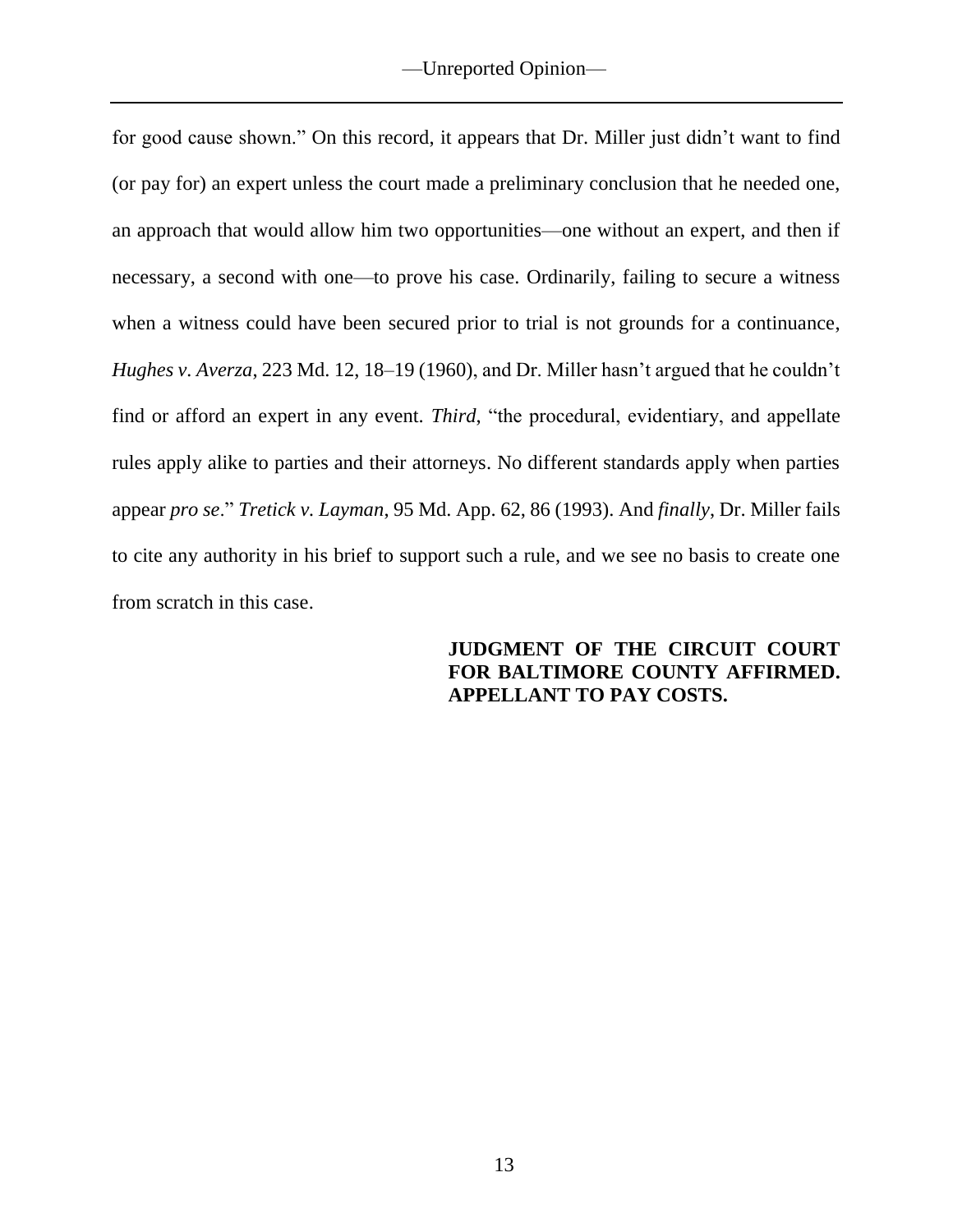for good cause shown." On this record, it appears that Dr. Miller just didn't want to find (or pay for) an expert unless the court made a preliminary conclusion that he needed one, an approach that would allow him two opportunities—one without an expert, and then if necessary, a second with one—to prove his case. Ordinarily, failing to secure a witness when a witness could have been secured prior to trial is not grounds for a continuance, *Hughes v. Averza*, 223 Md. 12, 18–19 (1960), and Dr. Miller hasn't argued that he couldn't find or afford an expert in any event. *Third*, "the procedural, evidentiary, and appellate rules apply alike to parties and their attorneys. No different standards apply when parties appear *pro se*." *Tretick v. Layman*, 95 Md. App. 62, 86 (1993). And *finally*, Dr. Miller fails to cite any authority in his brief to support such a rule, and we see no basis to create one from scratch in this case.

**JUDGMENT OF THE CIRCUIT COURT FOR BALTIMORE COUNTY AFFIRMED. APPELLANT TO PAY COSTS.**